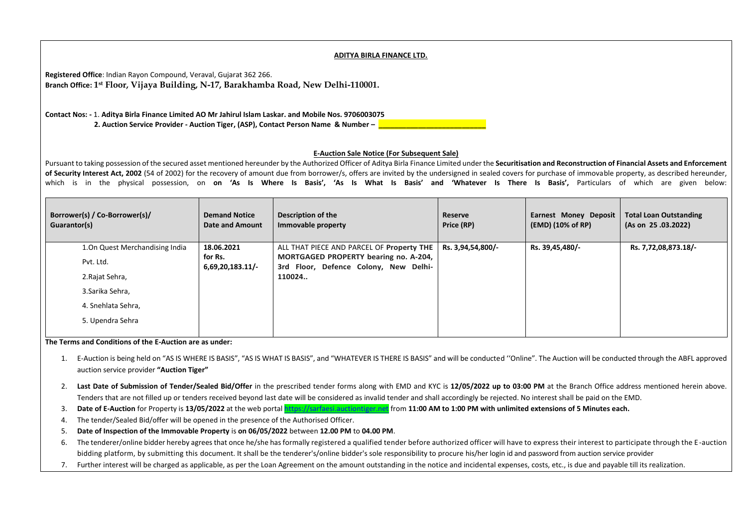**ADITYA BIRLA FINANCE LTD.**

**Registered Office**: Indian Rayon Compound, Veraval, Gujarat 362 266.
**Branch Office: 1st Floor, Vijaya Building, N-17, Barakhamba Road, New Delhi-110001.**

**Contact Nos: -** 1. **Aditya Birla Finance Limited AO Mr Jahirul Islam Laskar. and Mobile Nos. 9706003075**
**2. Auction Service Provider - Auction Tiger, (ASP), Contact Person Name & Number – \_\_\_\_\_\_\_\_\_\_\_\_\_\_\_\_\_\_\_\_\_\_\_\_\_**

**E-Auction Sale Notice (For Subsequent Sale)**

Pursuant to taking possession of the secured asset mentioned hereunder by the Authorized Officer of Aditya Birla Finance Limited under the **Securitisation and Reconstruction of Financial Assets and Enforcement of Security Interest Act, 2002** (54 of 2002) for the recovery of amount due from borrower/s, offers are invited by the undersigned in sealed covers for purchase of immovable property, as described hereunder, which is in the physical possession, on **on 'As Is Where Is Basis', 'As Is What Is Basis' and 'Whatever Is There Is Basis',** Particulars of which are given below:

| Borrower(s) / Co-Borrower(s)/ Guarantor(s) | Demand Notice Date and Amount | Description of the Immovable property | Reserve Price (RP) | Earnest Money Deposit (EMD) (10% of RP) | Total Loan Outstanding (As on 25 .03.2022) |
|---|---|---|---|---|---|
| 1.On Quest Merchandising India Pvt. Ltd.<br>2.Rajat Sehra,<br>3.Sarika Sehra,<br>4. Snehlata Sehra,<br>5. Upendra Sehra | **18.06.2021 for Rs. 6,69,20,183.11/-** | ALL THAT PIECE AND PARCEL OF **Property THE MORTGAGED PROPERTY bearing no. A-204, 3rd Floor, Defence Colony, New Delhi-110024..** | **Rs. 3,94,54,800/-** | **Rs. 39,45,480/-** | **Rs. 7,72,08,873.18/-** |

**The Terms and Conditions of the E-Auction are as under:**

1. E-Auction is being held on "AS IS WHERE IS BASIS", "AS IS WHAT IS BASIS", and "WHATEVER IS THERE IS BASIS" and will be conducted ''Online". The Auction will be conducted through the ABFL approved auction service provider **"Auction Tiger"**
2. **Last Date of Submission of Tender/Sealed Bid/Offer** in the prescribed tender forms along with EMD and KYC is **12/05/2022 up to 03:00 PM** at the Branch Office address mentioned herein above. Tenders that are not filled up or tenders received beyond last date will be considered as invalid tender and shall accordingly be rejected. No interest shall be paid on the EMD.
3. **Date of E-Auction** for Property is **13/05/2022** at the web portal https://sarfaesi.auctiontiger.net from **11:00 AM to 1:00 PM with unlimited extensions of 5 Minutes each.**
4. The tender/Sealed Bid/offer will be opened in the presence of the Authorised Officer.
5. **Date of Inspection of the Immovable Property** is **on 06/05/2022** between **12.00 PM** to **04.00 PM**.
6. The tenderer/online bidder hereby agrees that once he/she has formally registered a qualified tender before authorized officer will have to express their interest to participate through the E-auction bidding platform, by submitting this document. It shall be the tenderer's/online bidder's sole responsibility to procure his/her login id and password from auction service provider
7. Further interest will be charged as applicable, as per the Loan Agreement on the amount outstanding in the notice and incidental expenses, costs, etc., is due and payable till its realization.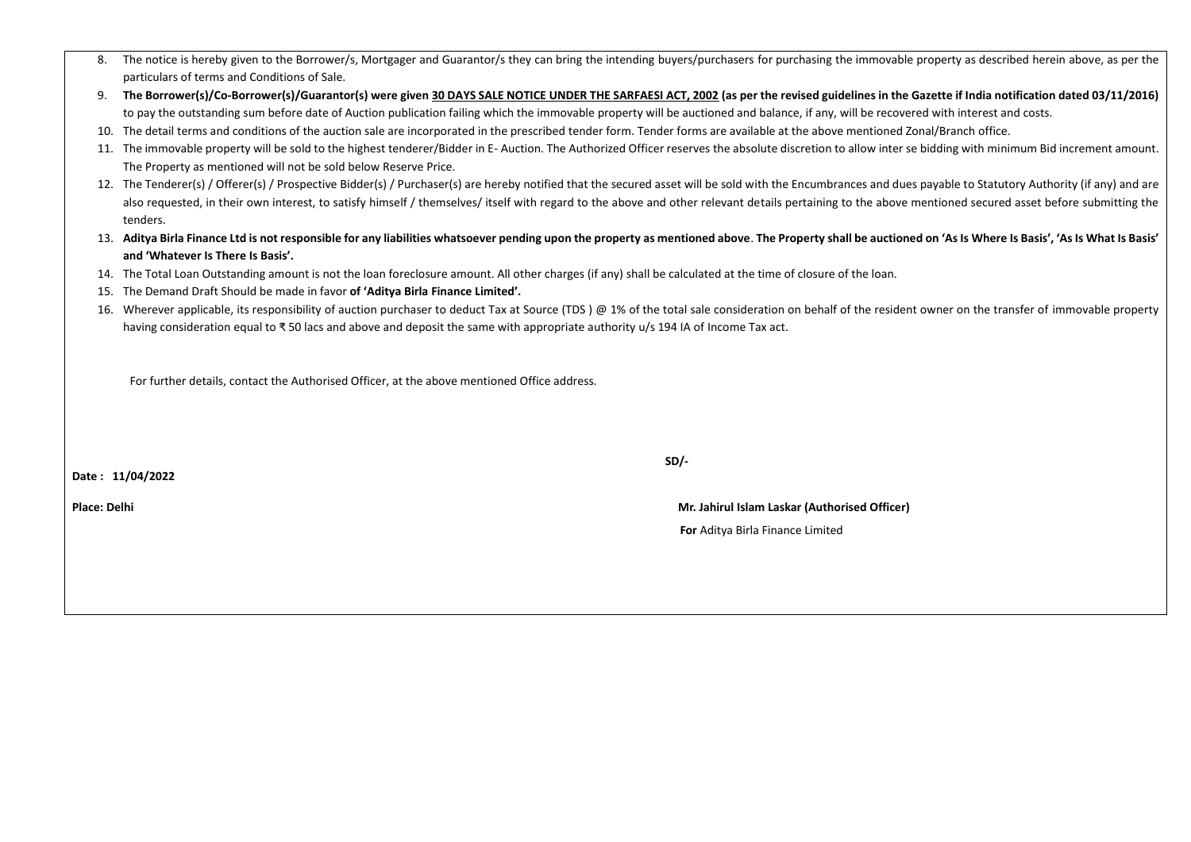8. The notice is hereby given to the Borrower/s, Mortgager and Guarantor/s they can bring the intending buyers/purchasers for purchasing the immovable property as described herein above, as per the particulars of terms and Conditions of Sale.
9. **The Borrower(s)/Co-Borrower(s)/Guarantor(s) were given <u>30 DAYS SALE NOTICE UNDER THE SARFAESI ACT, 2002</u> (as per the revised guidelines in the Gazette if India notification dated 03/11/2016)** to pay the outstanding sum before date of Auction publication failing which the immovable property will be auctioned and balance, if any, will be recovered with interest and costs.
10. The detail terms and conditions of the auction sale are incorporated in the prescribed tender form. Tender forms are available at the above mentioned Zonal/Branch office.
11. The immovable property will be sold to the highest tenderer/Bidder in E- Auction. The Authorized Officer reserves the absolute discretion to allow inter se bidding with minimum Bid increment amount. The Property as mentioned will not be sold below Reserve Price.
12. The Tenderer(s) / Offerer(s) / Prospective Bidder(s) / Purchaser(s) are hereby notified that the secured asset will be sold with the Encumbrances and dues payable to Statutory Authority (if any) and are also requested, in their own interest, to satisfy himself / themselves/ itself with regard to the above and other relevant details pertaining to the above mentioned secured asset before submitting the tenders.
13. **Aditya Birla Finance Ltd is not responsible for any liabilities whatsoever pending upon the property as mentioned above**. **The Property shall be auctioned on 'As Is Where Is Basis', 'As Is What Is Basis' and 'Whatever Is There Is Basis'.**
14. The Total Loan Outstanding amount is not the loan foreclosure amount. All other charges (if any) shall be calculated at the time of closure of the loan.
15. The Demand Draft Should be made in favor **of 'Aditya Birla Finance Limited'.**
16. Wherever applicable, its responsibility of auction purchaser to deduct Tax at Source (TDS ) @ 1% of the total sale consideration on behalf of the resident owner on the transfer of immovable property having consideration equal to ₹ 50 lacs and above and deposit the same with appropriate authority u/s 194 IA of Income Tax act.

For further details, contact the Authorised Officer, at the above mentioned Office address.

**SD/-**

**Date : 11/04/2022**

**Place: Delhi**

**Mr. Jahirul Islam Laskar (Authorised Officer)**

**For** Aditya Birla Finance Limited